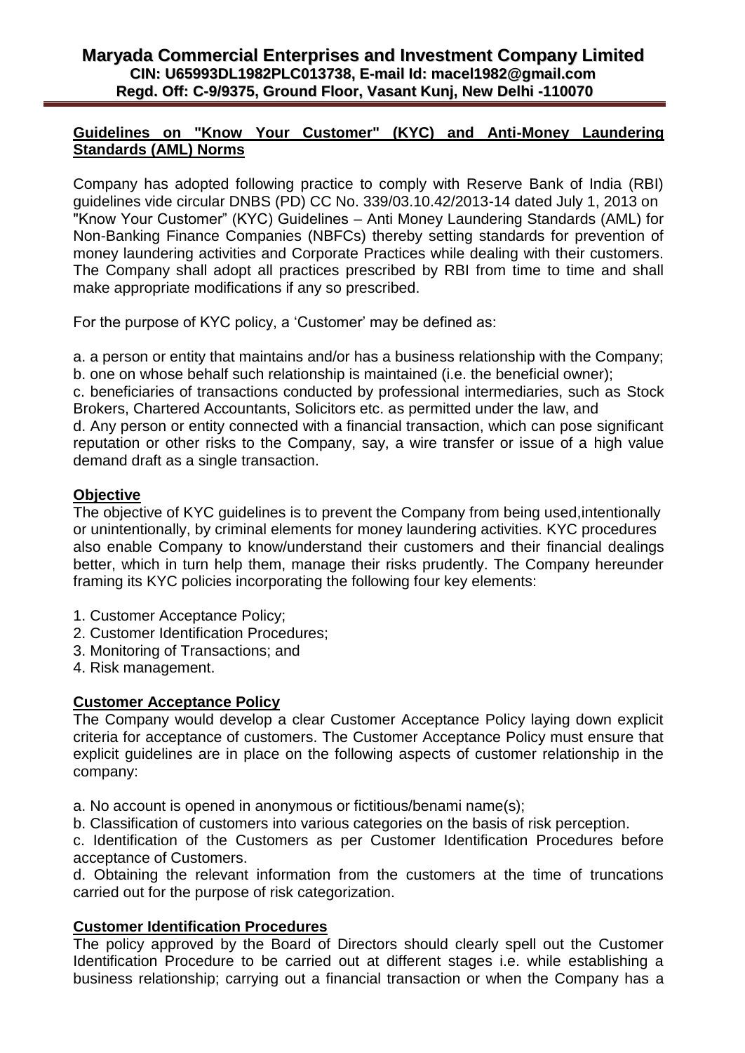**Maryada Commercial Enterprises and Investment Company Limited**
**CIN: U65993DL1982PLC013738, E-mail Id: macel1982@gmail.com**
**Regd. Off: C-9/9375, Ground Floor, Vasant Kunj, New Delhi -110070**

## Guidelines on "Know Your Customer" (KYC) and Anti-Money Laundering Standards (AML) Norms

Company has adopted following practice to comply with Reserve Bank of India (RBI) guidelines vide circular DNBS (PD) CC No. 339/03.10.42/2013-14 dated July 1, 2013 on "Know Your Customer" (KYC) Guidelines – Anti Money Laundering Standards (AML) for Non-Banking Finance Companies (NBFCs) thereby setting standards for prevention of money laundering activities and Corporate Practices while dealing with their customers. The Company shall adopt all practices prescribed by RBI from time to time and shall make appropriate modifications if any so prescribed.

For the purpose of KYC policy, a 'Customer' may be defined as:

a. a person or entity that maintains and/or has a business relationship with the Company;
b. one on whose behalf such relationship is maintained (i.e. the beneficial owner);
c. beneficiaries of transactions conducted by professional intermediaries, such as Stock Brokers, Chartered Accountants, Solicitors etc. as permitted under the law, and
d. Any person or entity connected with a financial transaction, which can pose significant reputation or other risks to the Company, say, a wire transfer or issue of a high value demand draft as a single transaction.

### Objective

The objective of KYC guidelines is to prevent the Company from being used,intentionally or unintentionally, by criminal elements for money laundering activities. KYC procedures also enable Company to know/understand their customers and their financial dealings better, which in turn help them, manage their risks prudently. The Company hereunder framing its KYC policies incorporating the following four key elements:

1. Customer Acceptance Policy;
2. Customer Identification Procedures;
3. Monitoring of Transactions; and
4. Risk management.

### Customer Acceptance Policy

The Company would develop a clear Customer Acceptance Policy laying down explicit criteria for acceptance of customers. The Customer Acceptance Policy must ensure that explicit guidelines are in place on the following aspects of customer relationship in the company:

a. No account is opened in anonymous or fictitious/benami name(s);
b. Classification of customers into various categories on the basis of risk perception.
c. Identification of the Customers as per Customer Identification Procedures before acceptance of Customers.
d. Obtaining the relevant information from the customers at the time of truncations carried out for the purpose of risk categorization.

### Customer Identification Procedures

The policy approved by the Board of Directors should clearly spell out the Customer Identification Procedure to be carried out at different stages i.e. while establishing a business relationship; carrying out a financial transaction or when the Company has a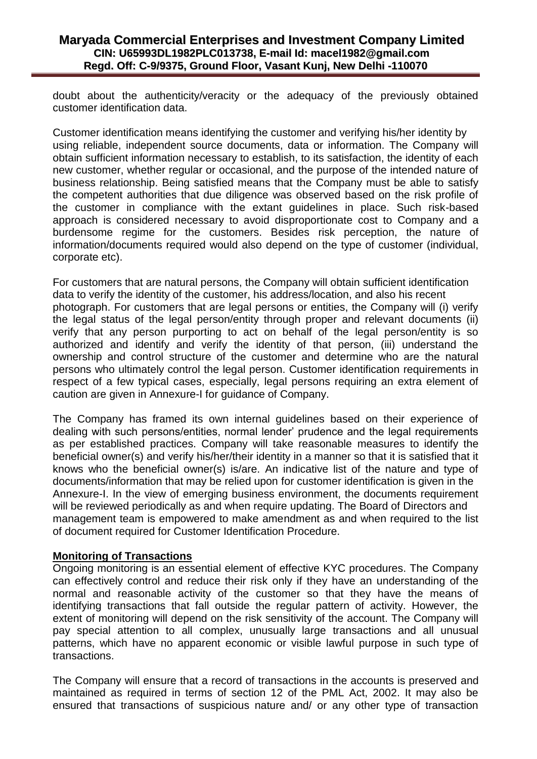doubt about the authenticity/veracity or the adequacy of the previously obtained customer identification data.

Customer identification means identifying the customer and verifying his/her identity by using reliable, independent source documents, data or information. The Company will obtain sufficient information necessary to establish, to its satisfaction, the identity of each new customer, whether regular or occasional, and the purpose of the intended nature of business relationship. Being satisfied means that the Company must be able to satisfy the competent authorities that due diligence was observed based on the risk profile of the customer in compliance with the extant guidelines in place. Such risk-based approach is considered necessary to avoid disproportionate cost to Company and a burdensome regime for the customers. Besides risk perception, the nature of information/documents required would also depend on the type of customer (individual, corporate etc).

For customers that are natural persons, the Company will obtain sufficient identification data to verify the identity of the customer, his address/location, and also his recent photograph. For customers that are legal persons or entities, the Company will (i) verify the legal status of the legal person/entity through proper and relevant documents (ii) verify that any person purporting to act on behalf of the legal person/entity is so authorized and identify and verify the identity of that person, (iii) understand the ownership and control structure of the customer and determine who are the natural persons who ultimately control the legal person. Customer identification requirements in respect of a few typical cases, especially, legal persons requiring an extra element of caution are given in Annexure-I for guidance of Company.

The Company has framed its own internal guidelines based on their experience of dealing with such persons/entities, normal lender' prudence and the legal requirements as per established practices. Company will take reasonable measures to identify the beneficial owner(s) and verify his/her/their identity in a manner so that it is satisfied that it knows who the beneficial owner(s) is/are. An indicative list of the nature and type of documents/information that may be relied upon for customer identification is given in the Annexure-I. In the view of emerging business environment, the documents requirement will be reviewed periodically as and when require updating. The Board of Directors and management team is empowered to make amendment as and when required to the list of document required for Customer Identification Procedure.

**Monitoring of Transactions**

Ongoing monitoring is an essential element of effective KYC procedures. The Company can effectively control and reduce their risk only if they have an understanding of the normal and reasonable activity of the customer so that they have the means of identifying transactions that fall outside the regular pattern of activity. However, the extent of monitoring will depend on the risk sensitivity of the account. The Company will pay special attention to all complex, unusually large transactions and all unusual patterns, which have no apparent economic or visible lawful purpose in such type of transactions.

The Company will ensure that a record of transactions in the accounts is preserved and maintained as required in terms of section 12 of the PML Act, 2002. It may also be ensured that transactions of suspicious nature and/ or any other type of transaction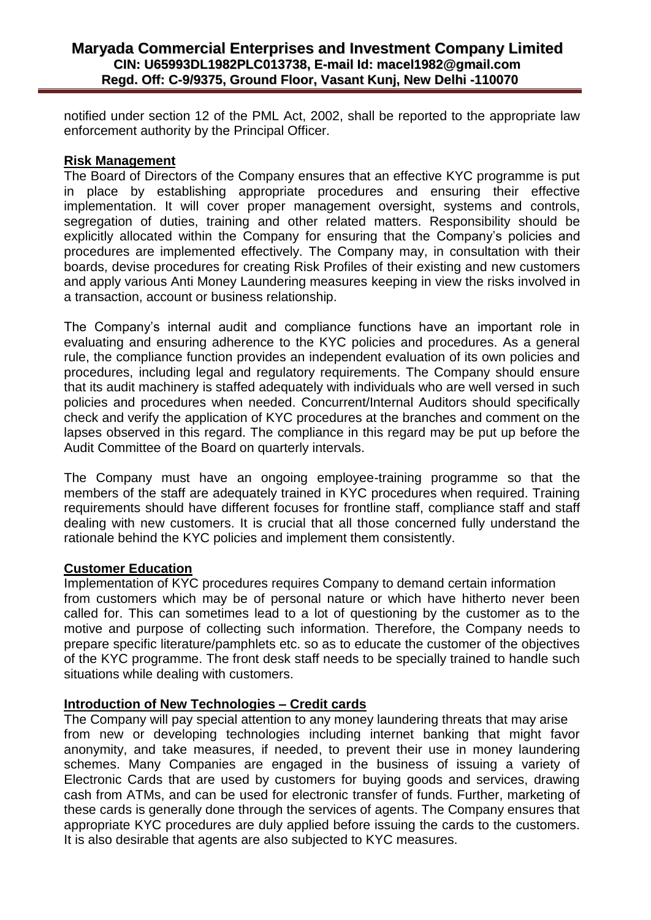notified under section 12 of the PML Act, 2002, shall be reported to the appropriate law enforcement authority by the Principal Officer.

**Risk Management**

The Board of Directors of the Company ensures that an effective KYC programme is put in place by establishing appropriate procedures and ensuring their effective implementation. It will cover proper management oversight, systems and controls, segregation of duties, training and other related matters. Responsibility should be explicitly allocated within the Company for ensuring that the Company's policies and procedures are implemented effectively. The Company may, in consultation with their boards, devise procedures for creating Risk Profiles of their existing and new customers and apply various Anti Money Laundering measures keeping in view the risks involved in a transaction, account or business relationship.

The Company's internal audit and compliance functions have an important role in evaluating and ensuring adherence to the KYC policies and procedures. As a general rule, the compliance function provides an independent evaluation of its own policies and procedures, including legal and regulatory requirements. The Company should ensure that its audit machinery is staffed adequately with individuals who are well versed in such policies and procedures when needed. Concurrent/Internal Auditors should specifically check and verify the application of KYC procedures at the branches and comment on the lapses observed in this regard. The compliance in this regard may be put up before the Audit Committee of the Board on quarterly intervals.

The Company must have an ongoing employee-training programme so that the members of the staff are adequately trained in KYC procedures when required. Training requirements should have different focuses for frontline staff, compliance staff and staff dealing with new customers. It is crucial that all those concerned fully understand the rationale behind the KYC policies and implement them consistently.

**Customer Education**

Implementation of KYC procedures requires Company to demand certain information from customers which may be of personal nature or which have hitherto never been called for. This can sometimes lead to a lot of questioning by the customer as to the motive and purpose of collecting such information. Therefore, the Company needs to prepare specific literature/pamphlets etc. so as to educate the customer of the objectives of the KYC programme. The front desk staff needs to be specially trained to handle such situations while dealing with customers.

**Introduction of New Technologies – Credit cards**

The Company will pay special attention to any money laundering threats that may arise from new or developing technologies including internet banking that might favor anonymity, and take measures, if needed, to prevent their use in money laundering schemes. Many Companies are engaged in the business of issuing a variety of Electronic Cards that are used by customers for buying goods and services, drawing cash from ATMs, and can be used for electronic transfer of funds. Further, marketing of these cards is generally done through the services of agents. The Company ensures that appropriate KYC procedures are duly applied before issuing the cards to the customers. It is also desirable that agents are also subjected to KYC measures.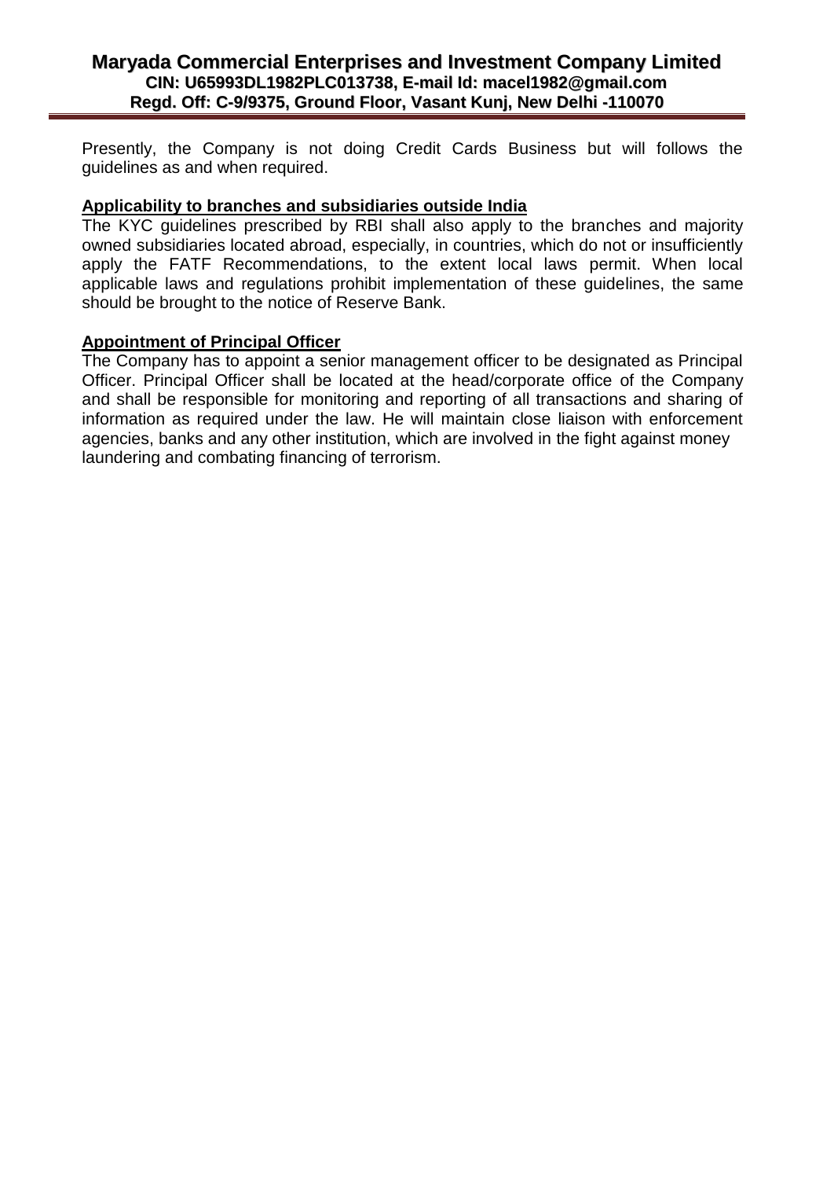Presently, the Company is not doing Credit Cards Business but will follows the guidelines as and when required.

**Applicability to branches and subsidiaries outside India**

The KYC guidelines prescribed by RBI shall also apply to the branches and majority owned subsidiaries located abroad, especially, in countries, which do not or insufficiently apply the FATF Recommendations, to the extent local laws permit. When local applicable laws and regulations prohibit implementation of these guidelines, the same should be brought to the notice of Reserve Bank.

**Appointment of Principal Officer**

The Company has to appoint a senior management officer to be designated as Principal Officer. Principal Officer shall be located at the head/corporate office of the Company and shall be responsible for monitoring and reporting of all transactions and sharing of information as required under the law. He will maintain close liaison with enforcement agencies, banks and any other institution, which are involved in the fight against money laundering and combating financing of terrorism.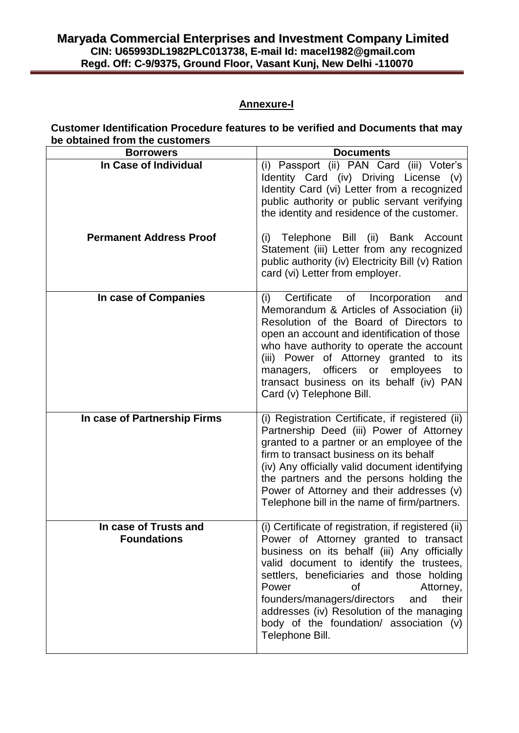**Maryada Commercial Enterprises and Investment Company Limited**
**CIN: U65993DL1982PLC013738, E-mail Id: macel1982@gmail.com**
**Regd. Off: C-9/9375, Ground Floor, Vasant Kunj, New Delhi -110070**

## Annexure-I

**Customer Identification Procedure features to be verified and Documents that may be obtained from the customers**

| Borrowers | Documents |
|---|---|
| **In Case of Individual** | (i) Passport (ii) PAN Card (iii) Voter's Identity Card (iv) Driving License (v) Identity Card (vi) Letter from a recognized public authority or public servant verifying the identity and residence of the customer. |
| **Permanent Address Proof** | (i) Telephone Bill (ii) Bank Account Statement (iii) Letter from any recognized public authority (iv) Electricity Bill (v) Ration card (vi) Letter from employer. |
| **In case of Companies** | (i) Certificate of Incorporation and Memorandum & Articles of Association (ii) Resolution of the Board of Directors to open an account and identification of those who have authority to operate the account (iii) Power of Attorney granted to its managers, officers or employees to transact business on its behalf (iv) PAN Card (v) Telephone Bill. |
| **In case of Partnership Firms** | (i) Registration Certificate, if registered (ii) Partnership Deed (iii) Power of Attorney granted to a partner or an employee of the firm to transact business on its behalf (iv) Any officially valid document identifying the partners and the persons holding the Power of Attorney and their addresses (v) Telephone bill in the name of firm/partners. |
| **In case of Trusts and Foundations** | (i) Certificate of registration, if registered (ii) Power of Attorney granted to transact business on its behalf (iii) Any officially valid document to identify the trustees, settlers, beneficiaries and those holding Power of Attorney, founders/managers/directors and their addresses (iv) Resolution of the managing body of the foundation/ association (v) Telephone Bill. |